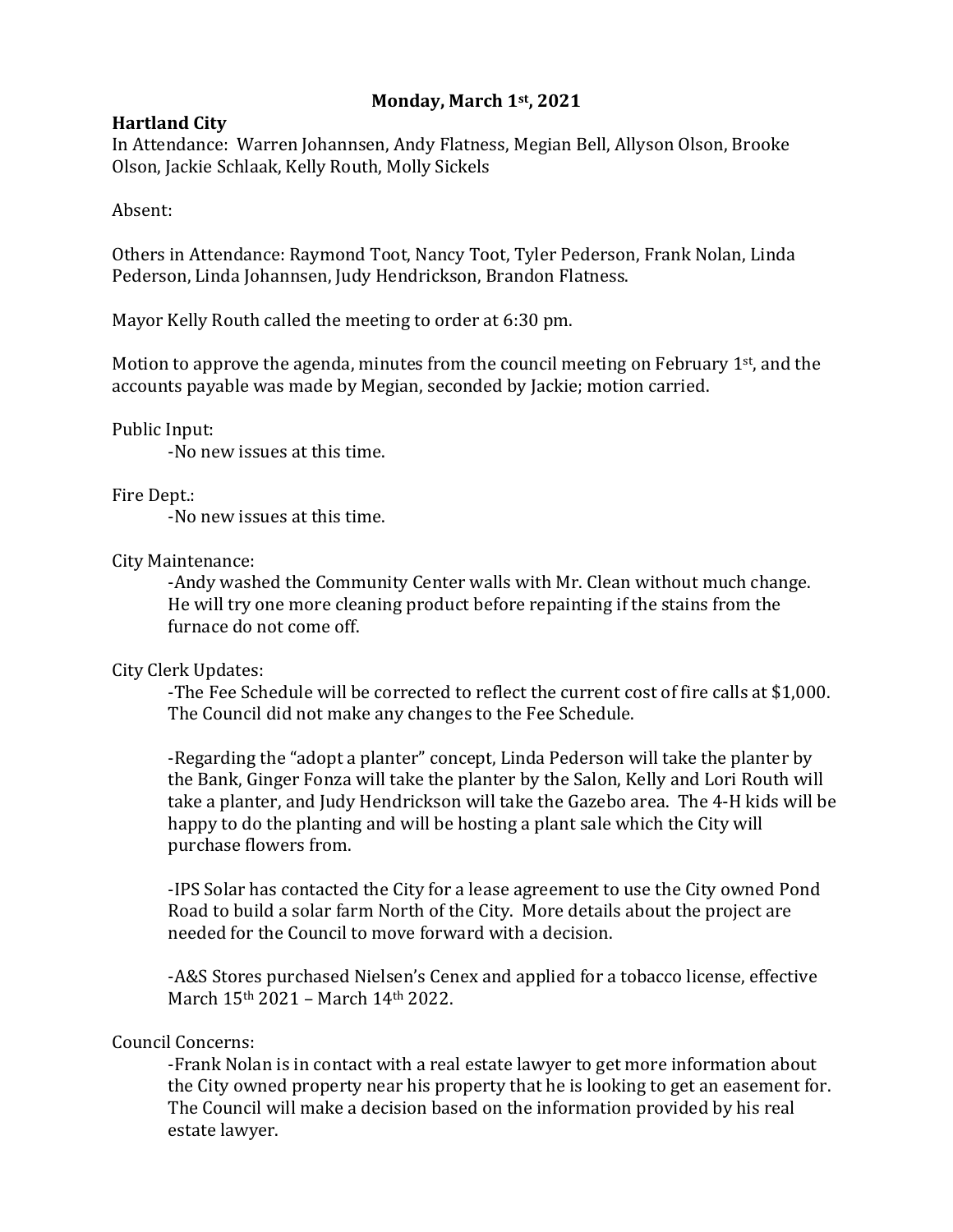# Monday, March 1st, 2021

**Hartland City**

In Attendance: Warren Johannsen, Andy Flatness, Megian Bell, Allyson Olson, Brooke Olson, Jackie Schlaak, Kelly Routh, Molly Sickels

Absent:

Others in Attendance: Raymond Toot, Nancy Toot, Tyler Pederson, Frank Nolan, Linda Pederson, Linda Johannsen, Judy Hendrickson, Brandon Flatness.

Mayor Kelly Routh called the meeting to order at 6:30 pm.

Motion to approve the agenda, minutes from the council meeting on February 1st, and the accounts payable was made by Megian, seconded by Jackie; motion carried.

Public Input:

-No new issues at this time.

Fire Dept.:

-No new issues at this time.

City Maintenance:

-Andy washed the Community Center walls with Mr. Clean without much change. He will try one more cleaning product before repainting if the stains from the furnace do not come off.

City Clerk Updates:

-The Fee Schedule will be corrected to reflect the current cost of fire calls at $1,000. The Council did not make any changes to the Fee Schedule.

-Regarding the "adopt a planter" concept, Linda Pederson will take the planter by the Bank, Ginger Fonza will take the planter by the Salon, Kelly and Lori Routh will take a planter, and Judy Hendrickson will take the Gazebo area. The 4-H kids will be happy to do the planting and will be hosting a plant sale which the City will purchase flowers from.

-IPS Solar has contacted the City for a lease agreement to use the City owned Pond Road to build a solar farm North of the City. More details about the project are needed for the Council to move forward with a decision.

-A&S Stores purchased Nielsen's Cenex and applied for a tobacco license, effective March 15th 2021 – March 14th 2022.

Council Concerns:

-Frank Nolan is in contact with a real estate lawyer to get more information about the City owned property near his property that he is looking to get an easement for. The Council will make a decision based on the information provided by his real estate lawyer.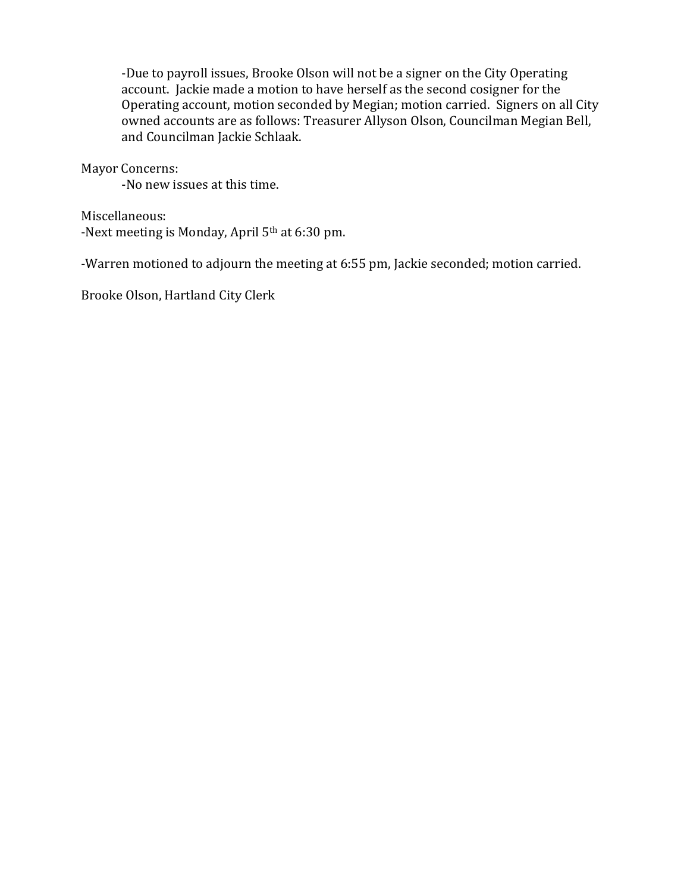-Due to payroll issues, Brooke Olson will not be a signer on the City Operating account. Jackie made a motion to have herself as the second cosigner for the Operating account, motion seconded by Megian; motion carried. Signers on all City owned accounts are as follows: Treasurer Allyson Olson, Councilman Megian Bell, and Councilman Jackie Schlaak.

Mayor Concerns:

-No new issues at this time.

Miscellaneous:

-Next meeting is Monday, April 5th at 6:30 pm.

-Warren motioned to adjourn the meeting at 6:55 pm, Jackie seconded; motion carried.

Brooke Olson, Hartland City Clerk